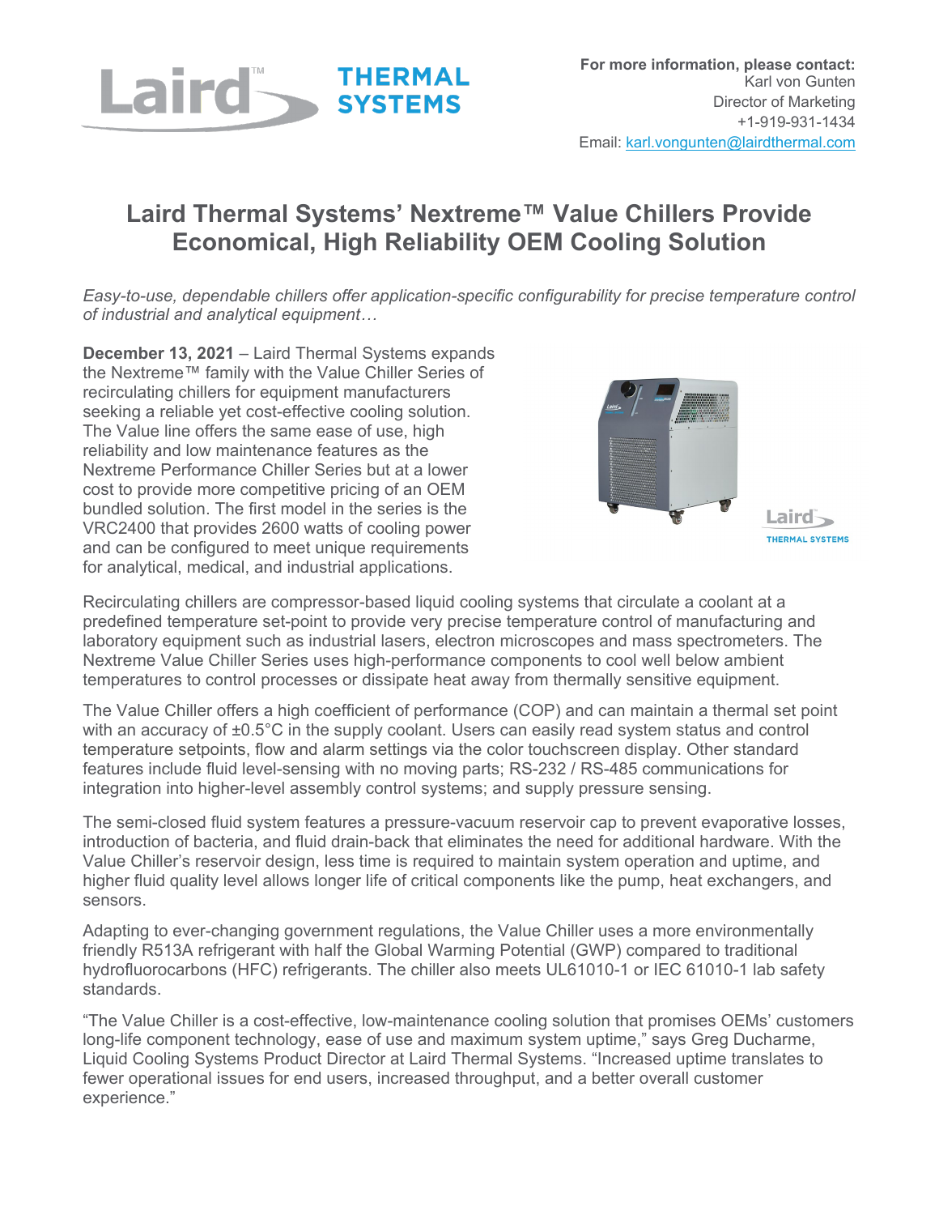Laird™ THERMAL SYSTEMS

For more information, please contact:
Karl von Gunten
Director of Marketing
+1-919-931-1434
Email: karl.vongunten@lairdthermal.com

# Laird Thermal Systems' Nextreme™ Value Chillers Provide Economical, High Reliability OEM Cooling Solution

*Easy-to-use, dependable chillers offer application-specific configurability for precise temperature control of industrial and analytical equipment…*

**December 13, 2021** – Laird Thermal Systems expands the Nextreme™ family with the Value Chiller Series of recirculating chillers for equipment manufacturers seeking a reliable yet cost-effective cooling solution. The Value line offers the same ease of use, high reliability and low maintenance features as the Nextreme Performance Chiller Series but at a lower cost to provide more competitive pricing of an OEM bundled solution. The first model in the series is the VRC2400 that provides 2600 watts of cooling power and can be configured to meet unique requirements for analytical, medical, and industrial applications.

Recirculating chillers are compressor-based liquid cooling systems that circulate a coolant at a predefined temperature set-point to provide very precise temperature control of manufacturing and laboratory equipment such as industrial lasers, electron microscopes and mass spectrometers. The Nextreme Value Chiller Series uses high-performance components to cool well below ambient temperatures to control processes or dissipate heat away from thermally sensitive equipment.

The Value Chiller offers a high coefficient of performance (COP) and can maintain a thermal set point with an accuracy of ±0.5°C in the supply coolant. Users can easily read system status and control temperature setpoints, flow and alarm settings via the color touchscreen display. Other standard features include fluid level-sensing with no moving parts; RS-232 / RS-485 communications for integration into higher-level assembly control systems; and supply pressure sensing.

The semi-closed fluid system features a pressure-vacuum reservoir cap to prevent evaporative losses, introduction of bacteria, and fluid drain-back that eliminates the need for additional hardware. With the Value Chiller's reservoir design, less time is required to maintain system operation and uptime, and higher fluid quality level allows longer life of critical components like the pump, heat exchangers, and sensors.

Adapting to ever-changing government regulations, the Value Chiller uses a more environmentally friendly R513A refrigerant with half the Global Warming Potential (GWP) compared to traditional hydrofluorocarbons (HFC) refrigerants. The chiller also meets UL61010-1 or IEC 61010-1 lab safety standards.

"The Value Chiller is a cost-effective, low-maintenance cooling solution that promises OEMs' customers long-life component technology, ease of use and maximum system uptime," says Greg Ducharme, Liquid Cooling Systems Product Director at Laird Thermal Systems. "Increased uptime translates to fewer operational issues for end users, increased throughput, and a better overall customer experience."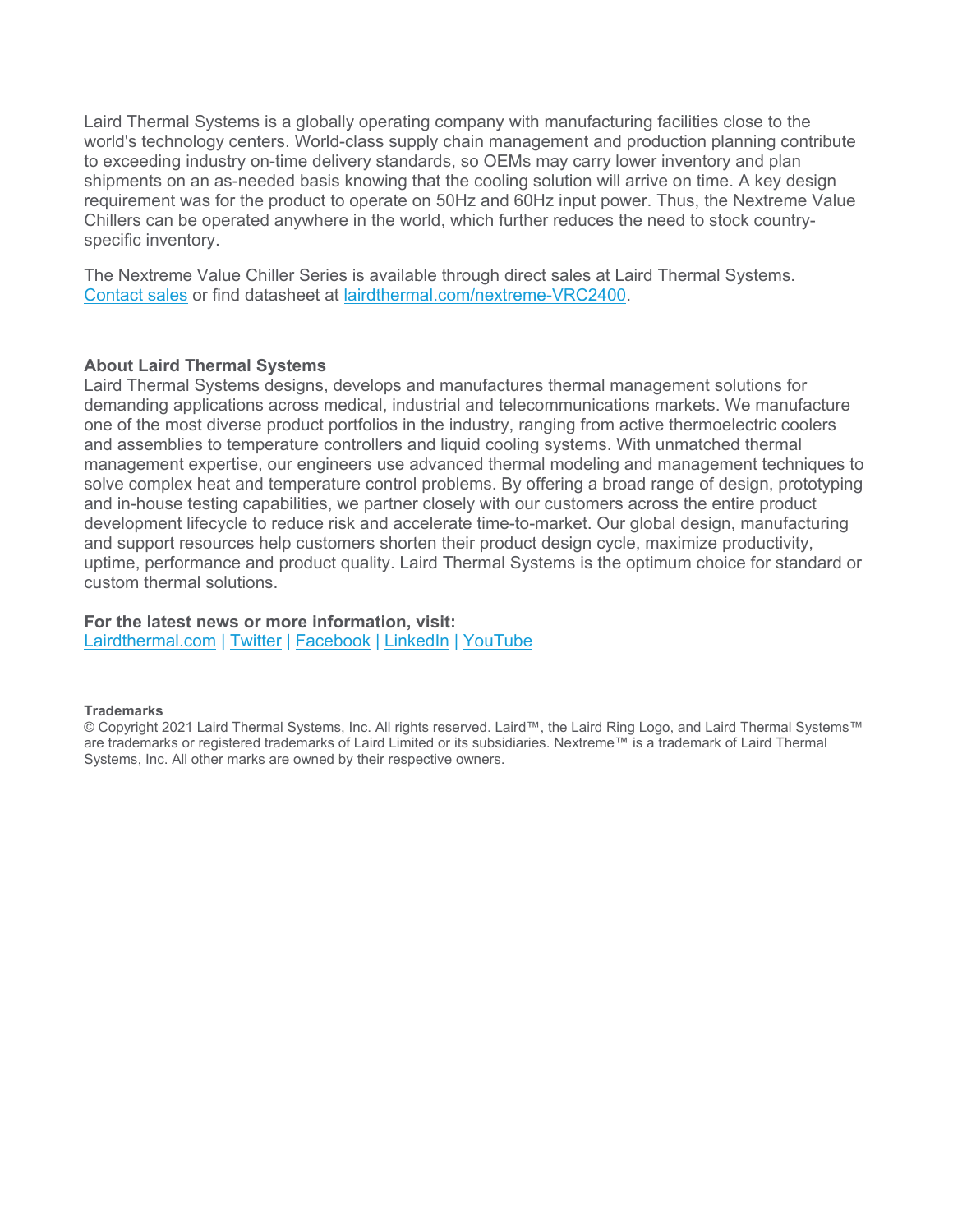Laird Thermal Systems is a globally operating company with manufacturing facilities close to the world's technology centers. World-class supply chain management and production planning contribute to exceeding industry on-time delivery standards, so OEMs may carry lower inventory and plan shipments on an as-needed basis knowing that the cooling solution will arrive on time. A key design requirement was for the product to operate on 50Hz and 60Hz input power. Thus, the Nextreme Value Chillers can be operated anywhere in the world, which further reduces the need to stock country-specific inventory.

The Nextreme Value Chiller Series is available through direct sales at Laird Thermal Systems. Contact sales or find datasheet at lairdthermal.com/nextreme-VRC2400.

**About Laird Thermal Systems**
Laird Thermal Systems designs, develops and manufactures thermal management solutions for demanding applications across medical, industrial and telecommunications markets. We manufacture one of the most diverse product portfolios in the industry, ranging from active thermoelectric coolers and assemblies to temperature controllers and liquid cooling systems. With unmatched thermal management expertise, our engineers use advanced thermal modeling and management techniques to solve complex heat and temperature control problems. By offering a broad range of design, prototyping and in-house testing capabilities, we partner closely with our customers across the entire product development lifecycle to reduce risk and accelerate time-to-market. Our global design, manufacturing and support resources help customers shorten their product design cycle, maximize productivity, uptime, performance and product quality. Laird Thermal Systems is the optimum choice for standard or custom thermal solutions.

**For the latest news or more information, visit:**
Lairdthermal.com | Twitter | Facebook | LinkedIn | YouTube

**Trademarks**
© Copyright 2021 Laird Thermal Systems, Inc. All rights reserved. Laird™, the Laird Ring Logo, and Laird Thermal Systems™ are trademarks or registered trademarks of Laird Limited or its subsidiaries. Nextreme™ is a trademark of Laird Thermal Systems, Inc. All other marks are owned by their respective owners.